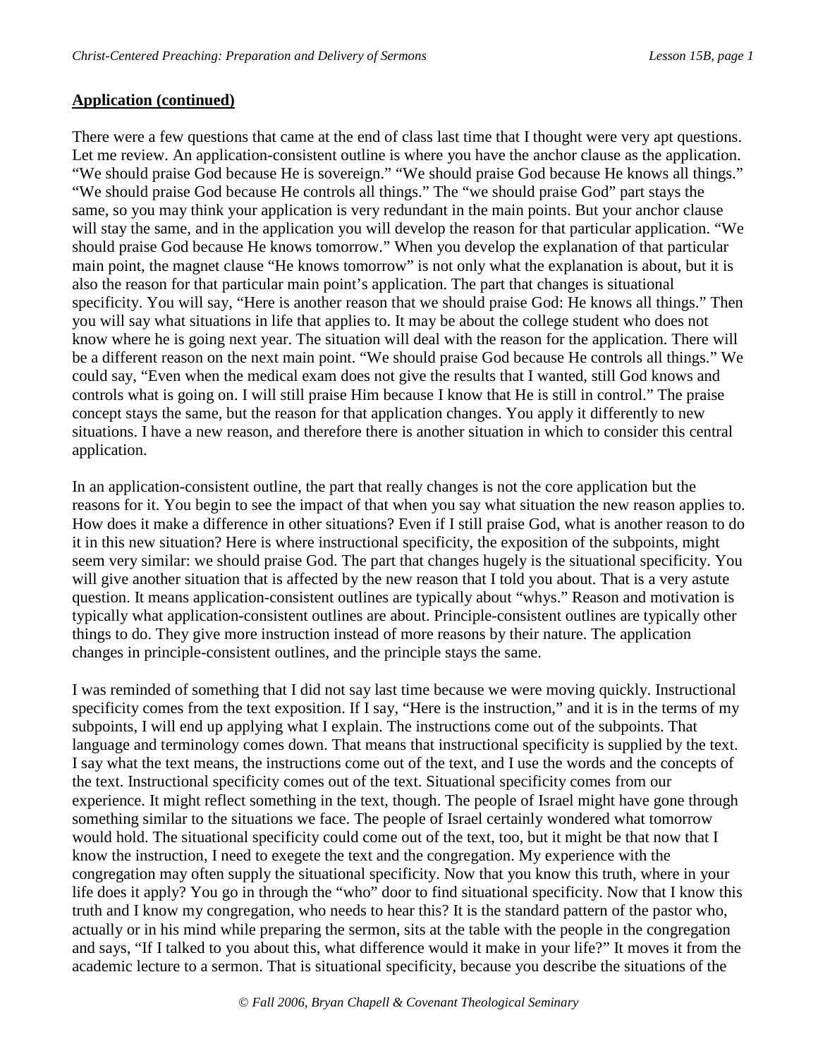**Application (continued)**

There were a few questions that came at the end of class last time that I thought were very apt questions. Let me review. An application-consistent outline is where you have the anchor clause as the application. "We should praise God because He is sovereign." "We should praise God because He knows all things." "We should praise God because He controls all things." The "we should praise God" part stays the same, so you may think your application is very redundant in the main points. But your anchor clause will stay the same, and in the application you will develop the reason for that particular application. "We should praise God because He knows tomorrow." When you develop the explanation of that particular main point, the magnet clause "He knows tomorrow" is not only what the explanation is about, but it is also the reason for that particular main point's application. The part that changes is situational specificity. You will say, "Here is another reason that we should praise God: He knows all things." Then you will say what situations in life that applies to. It may be about the college student who does not know where he is going next year. The situation will deal with the reason for the application. There will be a different reason on the next main point. "We should praise God because He controls all things." We could say, "Even when the medical exam does not give the results that I wanted, still God knows and controls what is going on. I will still praise Him because I know that He is still in control." The praise concept stays the same, but the reason for that application changes. You apply it differently to new situations. I have a new reason, and therefore there is another situation in which to consider this central application.

In an application-consistent outline, the part that really changes is not the core application but the reasons for it. You begin to see the impact of that when you say what situation the new reason applies to. How does it make a difference in other situations? Even if I still praise God, what is another reason to do it in this new situation? Here is where instructional specificity, the exposition of the subpoints, might seem very similar: we should praise God. The part that changes hugely is the situational specificity. You will give another situation that is affected by the new reason that I told you about. That is a very astute question. It means application-consistent outlines are typically about "whys." Reason and motivation is typically what application-consistent outlines are about. Principle-consistent outlines are typically other things to do. They give more instruction instead of more reasons by their nature. The application changes in principle-consistent outlines, and the principle stays the same.

I was reminded of something that I did not say last time because we were moving quickly. Instructional specificity comes from the text exposition. If I say, "Here is the instruction," and it is in the terms of my subpoints, I will end up applying what I explain. The instructions come out of the subpoints. That language and terminology comes down. That means that instructional specificity is supplied by the text. I say what the text means, the instructions come out of the text, and I use the words and the concepts of the text. Instructional specificity comes out of the text. Situational specificity comes from our experience. It might reflect something in the text, though. The people of Israel might have gone through something similar to the situations we face. The people of Israel certainly wondered what tomorrow would hold. The situational specificity could come out of the text, too, but it might be that now that I know the instruction, I need to exegete the text and the congregation. My experience with the congregation may often supply the situational specificity. Now that you know this truth, where in your life does it apply? You go in through the "who" door to find situational specificity. Now that I know this truth and I know my congregation, who needs to hear this? It is the standard pattern of the pastor who, actually or in his mind while preparing the sermon, sits at the table with the people in the congregation and says, "If I talked to you about this, what difference would it make in your life?" It moves it from the academic lecture to a sermon. That is situational specificity, because you describe the situations of the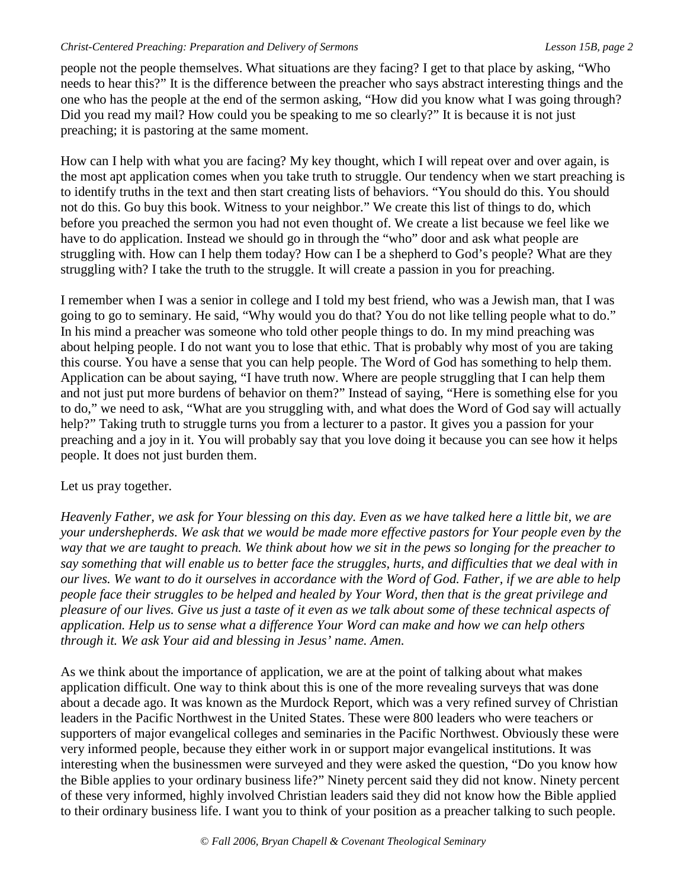people not the people themselves. What situations are they facing? I get to that place by asking, "Who needs to hear this?" It is the difference between the preacher who says abstract interesting things and the one who has the people at the end of the sermon asking, "How did you know what I was going through? Did you read my mail? How could you be speaking to me so clearly?" It is because it is not just preaching; it is pastoring at the same moment.

How can I help with what you are facing? My key thought, which I will repeat over and over again, is the most apt application comes when you take truth to struggle. Our tendency when we start preaching is to identify truths in the text and then start creating lists of behaviors. "You should do this. You should not do this. Go buy this book. Witness to your neighbor." We create this list of things to do, which before you preached the sermon you had not even thought of. We create a list because we feel like we have to do application. Instead we should go in through the "who" door and ask what people are struggling with. How can I help them today? How can I be a shepherd to God's people? What are they struggling with? I take the truth to the struggle. It will create a passion in you for preaching.

I remember when I was a senior in college and I told my best friend, who was a Jewish man, that I was going to go to seminary. He said, "Why would you do that? You do not like telling people what to do." In his mind a preacher was someone who told other people things to do. In my mind preaching was about helping people. I do not want you to lose that ethic. That is probably why most of you are taking this course. You have a sense that you can help people. The Word of God has something to help them. Application can be about saying, "I have truth now. Where are people struggling that I can help them and not just put more burdens of behavior on them?" Instead of saying, "Here is something else for you to do," we need to ask, "What are you struggling with, and what does the Word of God say will actually help?" Taking truth to struggle turns you from a lecturer to a pastor. It gives you a passion for your preaching and a joy in it. You will probably say that you love doing it because you can see how it helps people. It does not just burden them.

Let us pray together.

*Heavenly Father, we ask for Your blessing on this day. Even as we have talked here a little bit, we are your undershepherds. We ask that we would be made more effective pastors for Your people even by the way that we are taught to preach. We think about how we sit in the pews so longing for the preacher to say something that will enable us to better face the struggles, hurts, and difficulties that we deal with in our lives. We want to do it ourselves in accordance with the Word of God. Father, if we are able to help people face their struggles to be helped and healed by Your Word, then that is the great privilege and pleasure of our lives. Give us just a taste of it even as we talk about some of these technical aspects of application. Help us to sense what a difference Your Word can make and how we can help others through it. We ask Your aid and blessing in Jesus' name. Amen.*

As we think about the importance of application, we are at the point of talking about what makes application difficult. One way to think about this is one of the more revealing surveys that was done about a decade ago. It was known as the Murdock Report, which was a very refined survey of Christian leaders in the Pacific Northwest in the United States. These were 800 leaders who were teachers or supporters of major evangelical colleges and seminaries in the Pacific Northwest. Obviously these were very informed people, because they either work in or support major evangelical institutions. It was interesting when the businessmen were surveyed and they were asked the question, "Do you know how the Bible applies to your ordinary business life?" Ninety percent said they did not know. Ninety percent of these very informed, highly involved Christian leaders said they did not know how the Bible applied to their ordinary business life. I want you to think of your position as a preacher talking to such people.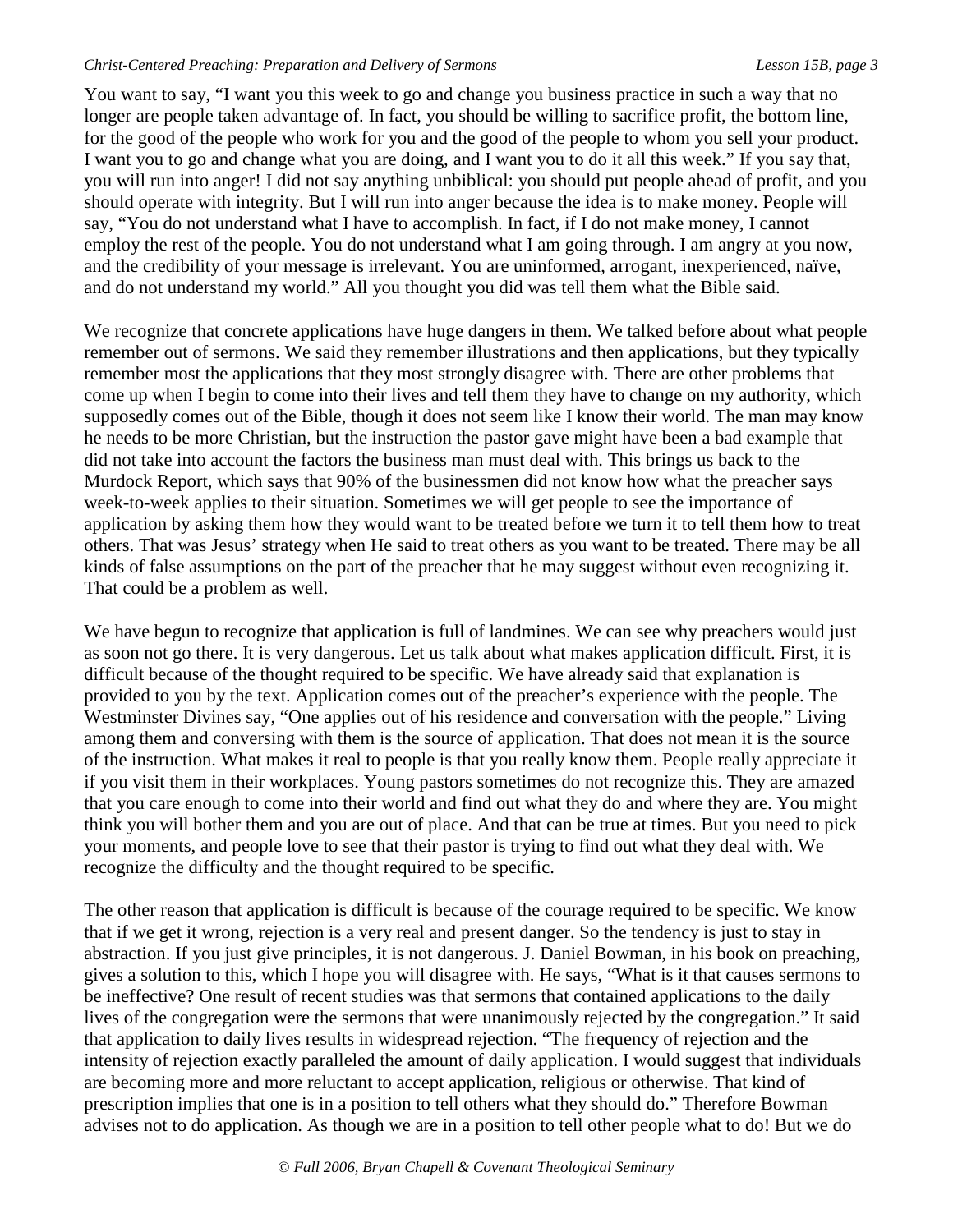You want to say, "I want you this week to go and change you business practice in such a way that no longer are people taken advantage of. In fact, you should be willing to sacrifice profit, the bottom line, for the good of the people who work for you and the good of the people to whom you sell your product. I want you to go and change what you are doing, and I want you to do it all this week." If you say that, you will run into anger! I did not say anything unbiblical: you should put people ahead of profit, and you should operate with integrity. But I will run into anger because the idea is to make money. People will say, "You do not understand what I have to accomplish. In fact, if I do not make money, I cannot employ the rest of the people. You do not understand what I am going through. I am angry at you now, and the credibility of your message is irrelevant. You are uninformed, arrogant, inexperienced, naïve, and do not understand my world." All you thought you did was tell them what the Bible said.

We recognize that concrete applications have huge dangers in them. We talked before about what people remember out of sermons. We said they remember illustrations and then applications, but they typically remember most the applications that they most strongly disagree with. There are other problems that come up when I begin to come into their lives and tell them they have to change on my authority, which supposedly comes out of the Bible, though it does not seem like I know their world. The man may know he needs to be more Christian, but the instruction the pastor gave might have been a bad example that did not take into account the factors the business man must deal with. This brings us back to the Murdock Report, which says that 90% of the businessmen did not know how what the preacher says week-to-week applies to their situation. Sometimes we will get people to see the importance of application by asking them how they would want to be treated before we turn it to tell them how to treat others. That was Jesus' strategy when He said to treat others as you want to be treated. There may be all kinds of false assumptions on the part of the preacher that he may suggest without even recognizing it. That could be a problem as well.

We have begun to recognize that application is full of landmines. We can see why preachers would just as soon not go there. It is very dangerous. Let us talk about what makes application difficult. First, it is difficult because of the thought required to be specific. We have already said that explanation is provided to you by the text. Application comes out of the preacher's experience with the people. The Westminster Divines say, "One applies out of his residence and conversation with the people." Living among them and conversing with them is the source of application. That does not mean it is the source of the instruction. What makes it real to people is that you really know them. People really appreciate it if you visit them in their workplaces. Young pastors sometimes do not recognize this. They are amazed that you care enough to come into their world and find out what they do and where they are. You might think you will bother them and you are out of place. And that can be true at times. But you need to pick your moments, and people love to see that their pastor is trying to find out what they deal with. We recognize the difficulty and the thought required to be specific.

The other reason that application is difficult is because of the courage required to be specific. We know that if we get it wrong, rejection is a very real and present danger. So the tendency is just to stay in abstraction. If you just give principles, it is not dangerous. J. Daniel Bowman, in his book on preaching, gives a solution to this, which I hope you will disagree with. He says, "What is it that causes sermons to be ineffective? One result of recent studies was that sermons that contained applications to the daily lives of the congregation were the sermons that were unanimously rejected by the congregation." It said that application to daily lives results in widespread rejection. "The frequency of rejection and the intensity of rejection exactly paralleled the amount of daily application. I would suggest that individuals are becoming more and more reluctant to accept application, religious or otherwise. That kind of prescription implies that one is in a position to tell others what they should do." Therefore Bowman advises not to do application. As though we are in a position to tell other people what to do! But we do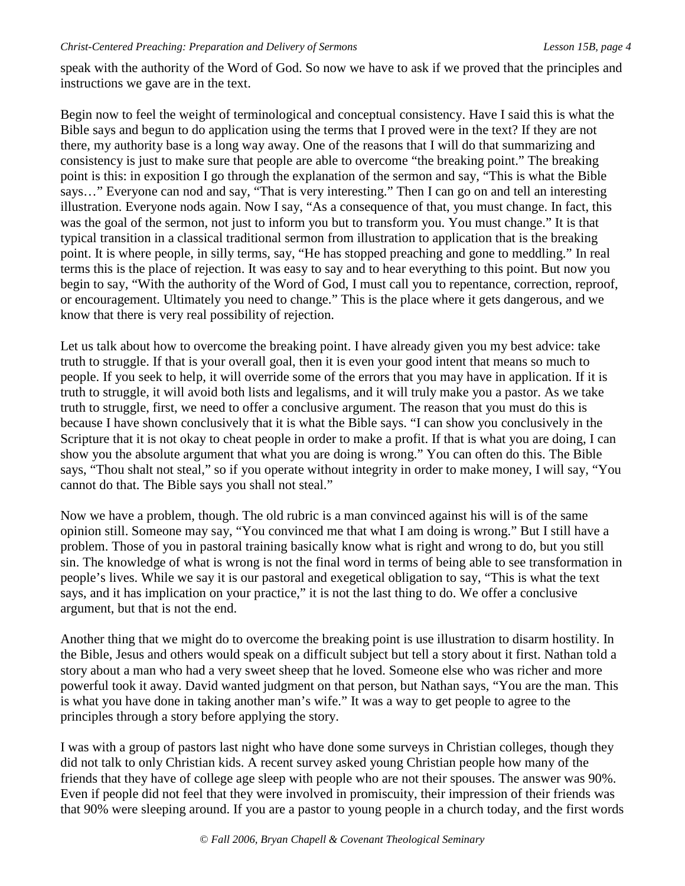speak with the authority of the Word of God. So now we have to ask if we proved that the principles and instructions we gave are in the text.

Begin now to feel the weight of terminological and conceptual consistency. Have I said this is what the Bible says and begun to do application using the terms that I proved were in the text? If they are not there, my authority base is a long way away. One of the reasons that I will do that summarizing and consistency is just to make sure that people are able to overcome "the breaking point." The breaking point is this: in exposition I go through the explanation of the sermon and say, "This is what the Bible says…" Everyone can nod and say, "That is very interesting." Then I can go on and tell an interesting illustration. Everyone nods again. Now I say, "As a consequence of that, you must change. In fact, this was the goal of the sermon, not just to inform you but to transform you. You must change." It is that typical transition in a classical traditional sermon from illustration to application that is the breaking point. It is where people, in silly terms, say, "He has stopped preaching and gone to meddling." In real terms this is the place of rejection. It was easy to say and to hear everything to this point. But now you begin to say, "With the authority of the Word of God, I must call you to repentance, correction, reproof, or encouragement. Ultimately you need to change." This is the place where it gets dangerous, and we know that there is very real possibility of rejection.

Let us talk about how to overcome the breaking point. I have already given you my best advice: take truth to struggle. If that is your overall goal, then it is even your good intent that means so much to people. If you seek to help, it will override some of the errors that you may have in application. If it is truth to struggle, it will avoid both lists and legalisms, and it will truly make you a pastor. As we take truth to struggle, first, we need to offer a conclusive argument. The reason that you must do this is because I have shown conclusively that it is what the Bible says. "I can show you conclusively in the Scripture that it is not okay to cheat people in order to make a profit. If that is what you are doing, I can show you the absolute argument that what you are doing is wrong." You can often do this. The Bible says, "Thou shalt not steal," so if you operate without integrity in order to make money, I will say, "You cannot do that. The Bible says you shall not steal."

Now we have a problem, though. The old rubric is a man convinced against his will is of the same opinion still. Someone may say, "You convinced me that what I am doing is wrong." But I still have a problem. Those of you in pastoral training basically know what is right and wrong to do, but you still sin. The knowledge of what is wrong is not the final word in terms of being able to see transformation in people's lives. While we say it is our pastoral and exegetical obligation to say, "This is what the text says, and it has implication on your practice," it is not the last thing to do. We offer a conclusive argument, but that is not the end.

Another thing that we might do to overcome the breaking point is use illustration to disarm hostility. In the Bible, Jesus and others would speak on a difficult subject but tell a story about it first. Nathan told a story about a man who had a very sweet sheep that he loved. Someone else who was richer and more powerful took it away. David wanted judgment on that person, but Nathan says, "You are the man. This is what you have done in taking another man's wife." It was a way to get people to agree to the principles through a story before applying the story.

I was with a group of pastors last night who have done some surveys in Christian colleges, though they did not talk to only Christian kids. A recent survey asked young Christian people how many of the friends that they have of college age sleep with people who are not their spouses. The answer was 90%. Even if people did not feel that they were involved in promiscuity, their impression of their friends was that 90% were sleeping around. If you are a pastor to young people in a church today, and the first words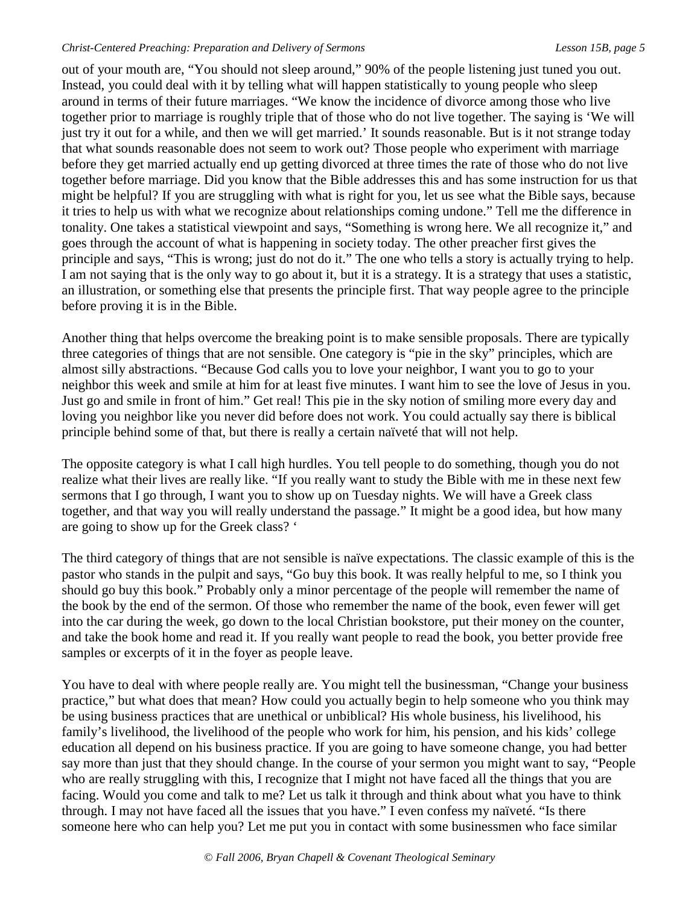out of your mouth are, "You should not sleep around," 90% of the people listening just tuned you out. Instead, you could deal with it by telling what will happen statistically to young people who sleep around in terms of their future marriages. "We know the incidence of divorce among those who live together prior to marriage is roughly triple that of those who do not live together. The saying is 'We will just try it out for a while, and then we will get married.' It sounds reasonable. But is it not strange today that what sounds reasonable does not seem to work out? Those people who experiment with marriage before they get married actually end up getting divorced at three times the rate of those who do not live together before marriage. Did you know that the Bible addresses this and has some instruction for us that might be helpful? If you are struggling with what is right for you, let us see what the Bible says, because it tries to help us with what we recognize about relationships coming undone." Tell me the difference in tonality. One takes a statistical viewpoint and says, "Something is wrong here. We all recognize it," and goes through the account of what is happening in society today. The other preacher first gives the principle and says, "This is wrong; just do not do it." The one who tells a story is actually trying to help. I am not saying that is the only way to go about it, but it is a strategy. It is a strategy that uses a statistic, an illustration, or something else that presents the principle first. That way people agree to the principle before proving it is in the Bible.

Another thing that helps overcome the breaking point is to make sensible proposals. There are typically three categories of things that are not sensible. One category is "pie in the sky" principles, which are almost silly abstractions. "Because God calls you to love your neighbor, I want you to go to your neighbor this week and smile at him for at least five minutes. I want him to see the love of Jesus in you. Just go and smile in front of him." Get real! This pie in the sky notion of smiling more every day and loving you neighbor like you never did before does not work. You could actually say there is biblical principle behind some of that, but there is really a certain naïveté that will not help.

The opposite category is what I call high hurdles. You tell people to do something, though you do not realize what their lives are really like. "If you really want to study the Bible with me in these next few sermons that I go through, I want you to show up on Tuesday nights. We will have a Greek class together, and that way you will really understand the passage." It might be a good idea, but how many are going to show up for the Greek class? '

The third category of things that are not sensible is naïve expectations. The classic example of this is the pastor who stands in the pulpit and says, "Go buy this book. It was really helpful to me, so I think you should go buy this book." Probably only a minor percentage of the people will remember the name of the book by the end of the sermon. Of those who remember the name of the book, even fewer will get into the car during the week, go down to the local Christian bookstore, put their money on the counter, and take the book home and read it. If you really want people to read the book, you better provide free samples or excerpts of it in the foyer as people leave.

You have to deal with where people really are. You might tell the businessman, "Change your business practice," but what does that mean? How could you actually begin to help someone who you think may be using business practices that are unethical or unbiblical? His whole business, his livelihood, his family's livelihood, the livelihood of the people who work for him, his pension, and his kids' college education all depend on his business practice. If you are going to have someone change, you had better say more than just that they should change. In the course of your sermon you might want to say, "People who are really struggling with this, I recognize that I might not have faced all the things that you are facing. Would you come and talk to me? Let us talk it through and think about what you have to think through. I may not have faced all the issues that you have." I even confess my naïveté. "Is there someone here who can help you? Let me put you in contact with some businessmen who face similar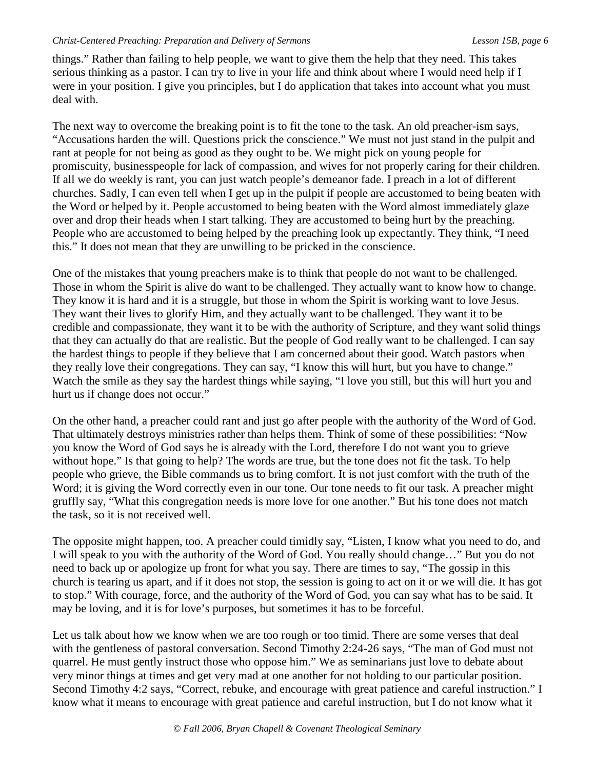things." Rather than failing to help people, we want to give them the help that they need. This takes serious thinking as a pastor. I can try to live in your life and think about where I would need help if I were in your position. I give you principles, but I do application that takes into account what you must deal with.

The next way to overcome the breaking point is to fit the tone to the task. An old preacher-ism says, "Accusations harden the will. Questions prick the conscience." We must not just stand in the pulpit and rant at people for not being as good as they ought to be. We might pick on young people for promiscuity, businesspeople for lack of compassion, and wives for not properly caring for their children. If all we do weekly is rant, you can just watch people's demeanor fade. I preach in a lot of different churches. Sadly, I can even tell when I get up in the pulpit if people are accustomed to being beaten with the Word or helped by it. People accustomed to being beaten with the Word almost immediately glaze over and drop their heads when I start talking. They are accustomed to being hurt by the preaching. People who are accustomed to being helped by the preaching look up expectantly. They think, "I need this." It does not mean that they are unwilling to be pricked in the conscience.

One of the mistakes that young preachers make is to think that people do not want to be challenged. Those in whom the Spirit is alive do want to be challenged. They actually want to know how to change. They know it is hard and it is a struggle, but those in whom the Spirit is working want to love Jesus. They want their lives to glorify Him, and they actually want to be challenged. They want it to be credible and compassionate, they want it to be with the authority of Scripture, and they want solid things that they can actually do that are realistic. But the people of God really want to be challenged. I can say the hardest things to people if they believe that I am concerned about their good. Watch pastors when they really love their congregations. They can say, "I know this will hurt, but you have to change." Watch the smile as they say the hardest things while saying, "I love you still, but this will hurt you and hurt us if change does not occur."

On the other hand, a preacher could rant and just go after people with the authority of the Word of God. That ultimately destroys ministries rather than helps them. Think of some of these possibilities: "Now you know the Word of God says he is already with the Lord, therefore I do not want you to grieve without hope." Is that going to help? The words are true, but the tone does not fit the task. To help people who grieve, the Bible commands us to bring comfort. It is not just comfort with the truth of the Word; it is giving the Word correctly even in our tone. Our tone needs to fit our task. A preacher might gruffly say, "What this congregation needs is more love for one another." But his tone does not match the task, so it is not received well.

The opposite might happen, too. A preacher could timidly say, "Listen, I know what you need to do, and I will speak to you with the authority of the Word of God. You really should change…" But you do not need to back up or apologize up front for what you say. There are times to say, "The gossip in this church is tearing us apart, and if it does not stop, the session is going to act on it or we will die. It has got to stop." With courage, force, and the authority of the Word of God, you can say what has to be said. It may be loving, and it is for love's purposes, but sometimes it has to be forceful.

Let us talk about how we know when we are too rough or too timid. There are some verses that deal with the gentleness of pastoral conversation. Second Timothy 2:24-26 says, "The man of God must not quarrel. He must gently instruct those who oppose him." We as seminarians just love to debate about very minor things at times and get very mad at one another for not holding to our particular position. Second Timothy 4:2 says, "Correct, rebuke, and encourage with great patience and careful instruction." I know what it means to encourage with great patience and careful instruction, but I do not know what it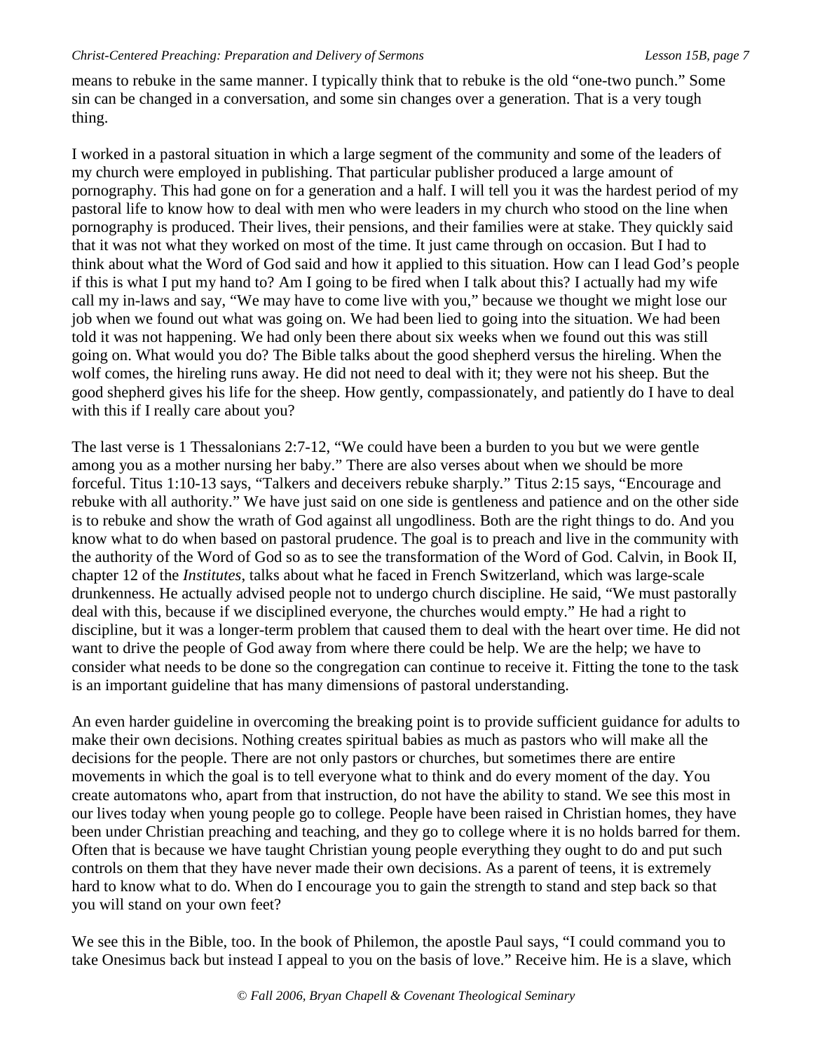means to rebuke in the same manner. I typically think that to rebuke is the old "one-two punch." Some sin can be changed in a conversation, and some sin changes over a generation. That is a very tough thing.

I worked in a pastoral situation in which a large segment of the community and some of the leaders of my church were employed in publishing. That particular publisher produced a large amount of pornography. This had gone on for a generation and a half. I will tell you it was the hardest period of my pastoral life to know how to deal with men who were leaders in my church who stood on the line when pornography is produced. Their lives, their pensions, and their families were at stake. They quickly said that it was not what they worked on most of the time. It just came through on occasion. But I had to think about what the Word of God said and how it applied to this situation. How can I lead God's people if this is what I put my hand to? Am I going to be fired when I talk about this? I actually had my wife call my in-laws and say, "We may have to come live with you," because we thought we might lose our job when we found out what was going on. We had been lied to going into the situation. We had been told it was not happening. We had only been there about six weeks when we found out this was still going on. What would you do? The Bible talks about the good shepherd versus the hireling. When the wolf comes, the hireling runs away. He did not need to deal with it; they were not his sheep. But the good shepherd gives his life for the sheep. How gently, compassionately, and patiently do I have to deal with this if I really care about you?

The last verse is 1 Thessalonians 2:7-12, "We could have been a burden to you but we were gentle among you as a mother nursing her baby." There are also verses about when we should be more forceful. Titus 1:10-13 says, "Talkers and deceivers rebuke sharply." Titus 2:15 says, "Encourage and rebuke with all authority." We have just said on one side is gentleness and patience and on the other side is to rebuke and show the wrath of God against all ungodliness. Both are the right things to do. And you know what to do when based on pastoral prudence. The goal is to preach and live in the community with the authority of the Word of God so as to see the transformation of the Word of God. Calvin, in Book II, chapter 12 of the *Institutes*, talks about what he faced in French Switzerland, which was large-scale drunkenness. He actually advised people not to undergo church discipline. He said, "We must pastorally deal with this, because if we disciplined everyone, the churches would empty." He had a right to discipline, but it was a longer-term problem that caused them to deal with the heart over time. He did not want to drive the people of God away from where there could be help. We are the help; we have to consider what needs to be done so the congregation can continue to receive it. Fitting the tone to the task is an important guideline that has many dimensions of pastoral understanding.

An even harder guideline in overcoming the breaking point is to provide sufficient guidance for adults to make their own decisions. Nothing creates spiritual babies as much as pastors who will make all the decisions for the people. There are not only pastors or churches, but sometimes there are entire movements in which the goal is to tell everyone what to think and do every moment of the day. You create automatons who, apart from that instruction, do not have the ability to stand. We see this most in our lives today when young people go to college. People have been raised in Christian homes, they have been under Christian preaching and teaching, and they go to college where it is no holds barred for them. Often that is because we have taught Christian young people everything they ought to do and put such controls on them that they have never made their own decisions. As a parent of teens, it is extremely hard to know what to do. When do I encourage you to gain the strength to stand and step back so that you will stand on your own feet?

We see this in the Bible, too. In the book of Philemon, the apostle Paul says, "I could command you to take Onesimus back but instead I appeal to you on the basis of love." Receive him. He is a slave, which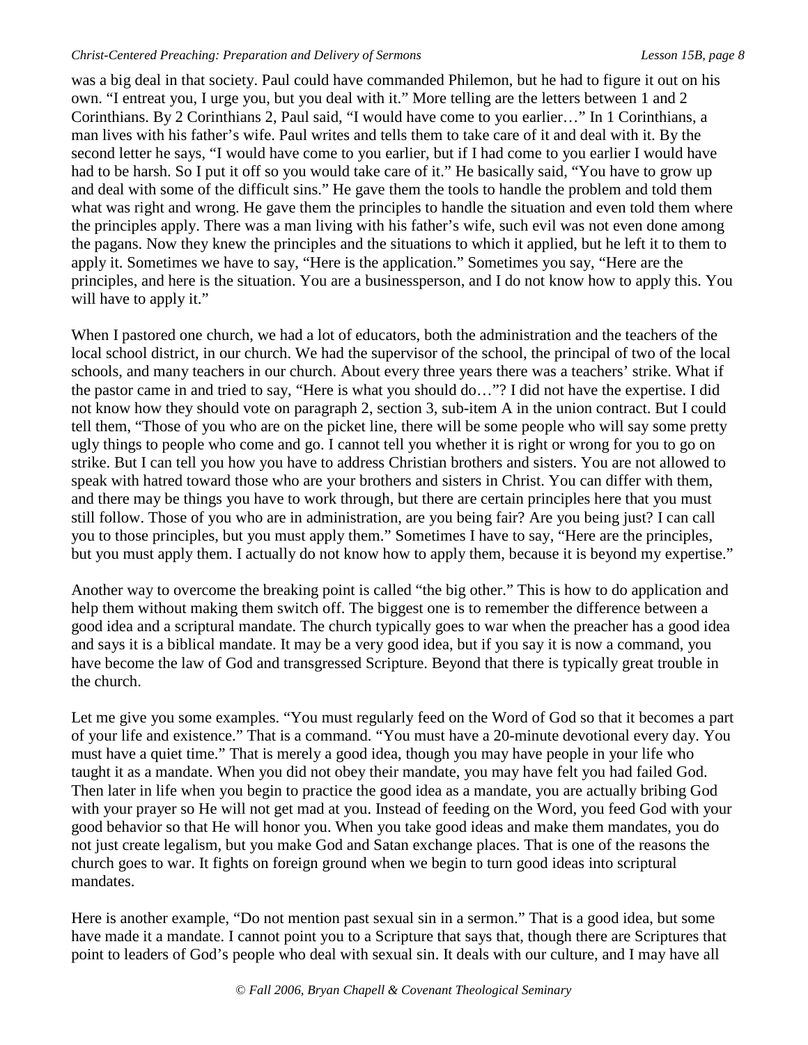was a big deal in that society. Paul could have commanded Philemon, but he had to figure it out on his own. "I entreat you, I urge you, but you deal with it." More telling are the letters between 1 and 2 Corinthians. By 2 Corinthians 2, Paul said, "I would have come to you earlier…" In 1 Corinthians, a man lives with his father's wife. Paul writes and tells them to take care of it and deal with it. By the second letter he says, "I would have come to you earlier, but if I had come to you earlier I would have had to be harsh. So I put it off so you would take care of it." He basically said, "You have to grow up and deal with some of the difficult sins." He gave them the tools to handle the problem and told them what was right and wrong. He gave them the principles to handle the situation and even told them where the principles apply. There was a man living with his father's wife, such evil was not even done among the pagans. Now they knew the principles and the situations to which it applied, but he left it to them to apply it. Sometimes we have to say, "Here is the application." Sometimes you say, "Here are the principles, and here is the situation. You are a businessperson, and I do not know how to apply this. You will have to apply it."

When I pastored one church, we had a lot of educators, both the administration and the teachers of the local school district, in our church. We had the supervisor of the school, the principal of two of the local schools, and many teachers in our church. About every three years there was a teachers' strike. What if the pastor came in and tried to say, "Here is what you should do…"? I did not have the expertise. I did not know how they should vote on paragraph 2, section 3, sub-item A in the union contract. But I could tell them, "Those of you who are on the picket line, there will be some people who will say some pretty ugly things to people who come and go. I cannot tell you whether it is right or wrong for you to go on strike. But I can tell you how you have to address Christian brothers and sisters. You are not allowed to speak with hatred toward those who are your brothers and sisters in Christ. You can differ with them, and there may be things you have to work through, but there are certain principles here that you must still follow. Those of you who are in administration, are you being fair? Are you being just? I can call you to those principles, but you must apply them." Sometimes I have to say, "Here are the principles, but you must apply them. I actually do not know how to apply them, because it is beyond my expertise."

Another way to overcome the breaking point is called "the big other." This is how to do application and help them without making them switch off. The biggest one is to remember the difference between a good idea and a scriptural mandate. The church typically goes to war when the preacher has a good idea and says it is a biblical mandate. It may be a very good idea, but if you say it is now a command, you have become the law of God and transgressed Scripture. Beyond that there is typically great trouble in the church.

Let me give you some examples. "You must regularly feed on the Word of God so that it becomes a part of your life and existence." That is a command. "You must have a 20-minute devotional every day. You must have a quiet time." That is merely a good idea, though you may have people in your life who taught it as a mandate. When you did not obey their mandate, you may have felt you had failed God. Then later in life when you begin to practice the good idea as a mandate, you are actually bribing God with your prayer so He will not get mad at you. Instead of feeding on the Word, you feed God with your good behavior so that He will honor you. When you take good ideas and make them mandates, you do not just create legalism, but you make God and Satan exchange places. That is one of the reasons the church goes to war. It fights on foreign ground when we begin to turn good ideas into scriptural mandates.

Here is another example, "Do not mention past sexual sin in a sermon." That is a good idea, but some have made it a mandate. I cannot point you to a Scripture that says that, though there are Scriptures that point to leaders of God's people who deal with sexual sin. It deals with our culture, and I may have all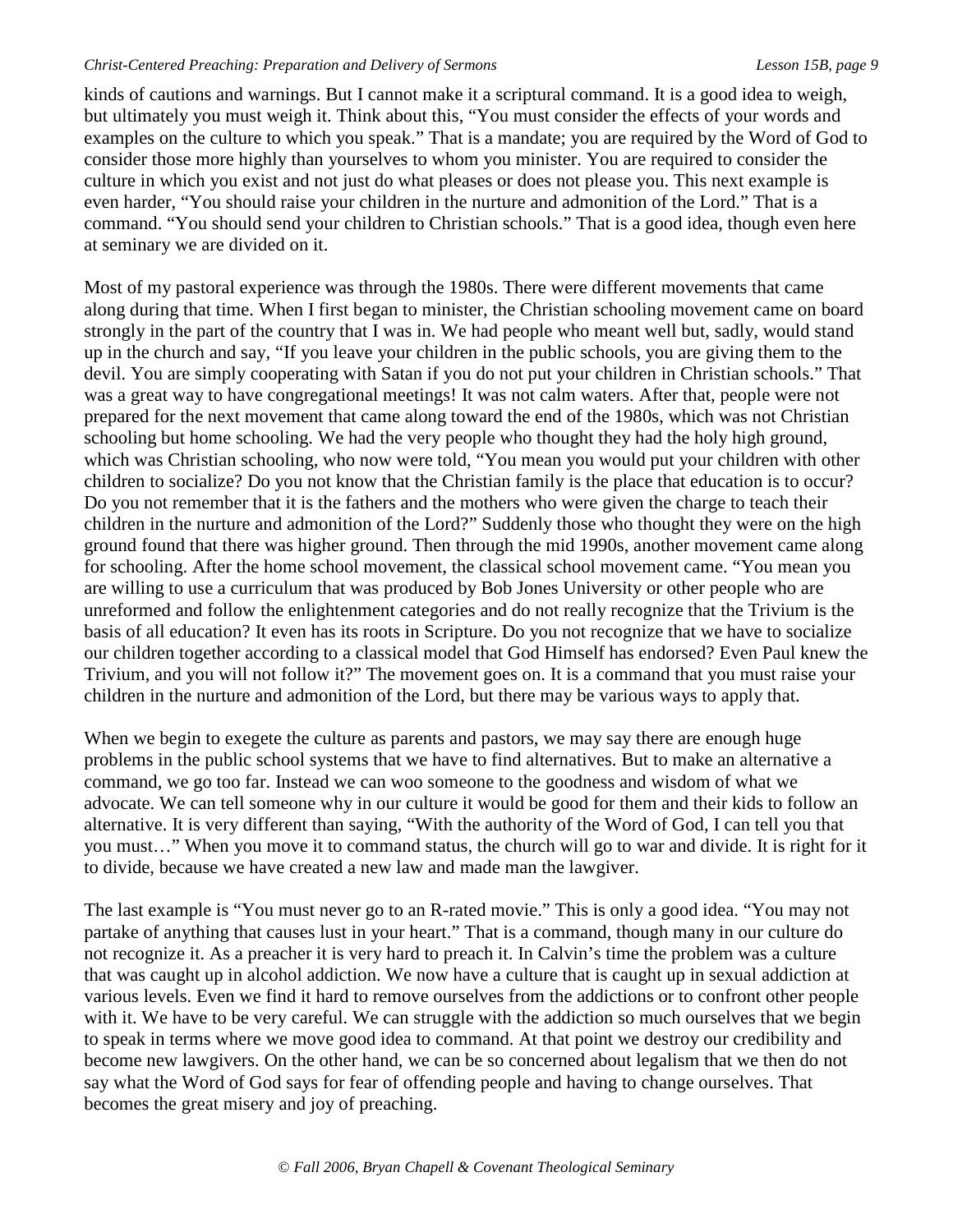kinds of cautions and warnings. But I cannot make it a scriptural command. It is a good idea to weigh, but ultimately you must weigh it. Think about this, "You must consider the effects of your words and examples on the culture to which you speak." That is a mandate; you are required by the Word of God to consider those more highly than yourselves to whom you minister. You are required to consider the culture in which you exist and not just do what pleases or does not please you. This next example is even harder, "You should raise your children in the nurture and admonition of the Lord." That is a command. "You should send your children to Christian schools." That is a good idea, though even here at seminary we are divided on it.

Most of my pastoral experience was through the 1980s. There were different movements that came along during that time. When I first began to minister, the Christian schooling movement came on board strongly in the part of the country that I was in. We had people who meant well but, sadly, would stand up in the church and say, "If you leave your children in the public schools, you are giving them to the devil. You are simply cooperating with Satan if you do not put your children in Christian schools." That was a great way to have congregational meetings! It was not calm waters. After that, people were not prepared for the next movement that came along toward the end of the 1980s, which was not Christian schooling but home schooling. We had the very people who thought they had the holy high ground, which was Christian schooling, who now were told, "You mean you would put your children with other children to socialize? Do you not know that the Christian family is the place that education is to occur? Do you not remember that it is the fathers and the mothers who were given the charge to teach their children in the nurture and admonition of the Lord?" Suddenly those who thought they were on the high ground found that there was higher ground. Then through the mid 1990s, another movement came along for schooling. After the home school movement, the classical school movement came. "You mean you are willing to use a curriculum that was produced by Bob Jones University or other people who are unreformed and follow the enlightenment categories and do not really recognize that the Trivium is the basis of all education? It even has its roots in Scripture. Do you not recognize that we have to socialize our children together according to a classical model that God Himself has endorsed? Even Paul knew the Trivium, and you will not follow it?" The movement goes on. It is a command that you must raise your children in the nurture and admonition of the Lord, but there may be various ways to apply that.

When we begin to exegete the culture as parents and pastors, we may say there are enough huge problems in the public school systems that we have to find alternatives. But to make an alternative a command, we go too far. Instead we can woo someone to the goodness and wisdom of what we advocate. We can tell someone why in our culture it would be good for them and their kids to follow an alternative. It is very different than saying, "With the authority of the Word of God, I can tell you that you must…" When you move it to command status, the church will go to war and divide. It is right for it to divide, because we have created a new law and made man the lawgiver.

The last example is "You must never go to an R-rated movie." This is only a good idea. "You may not partake of anything that causes lust in your heart." That is a command, though many in our culture do not recognize it. As a preacher it is very hard to preach it. In Calvin's time the problem was a culture that was caught up in alcohol addiction. We now have a culture that is caught up in sexual addiction at various levels. Even we find it hard to remove ourselves from the addictions or to confront other people with it. We have to be very careful. We can struggle with the addiction so much ourselves that we begin to speak in terms where we move good idea to command. At that point we destroy our credibility and become new lawgivers. On the other hand, we can be so concerned about legalism that we then do not say what the Word of God says for fear of offending people and having to change ourselves. That becomes the great misery and joy of preaching.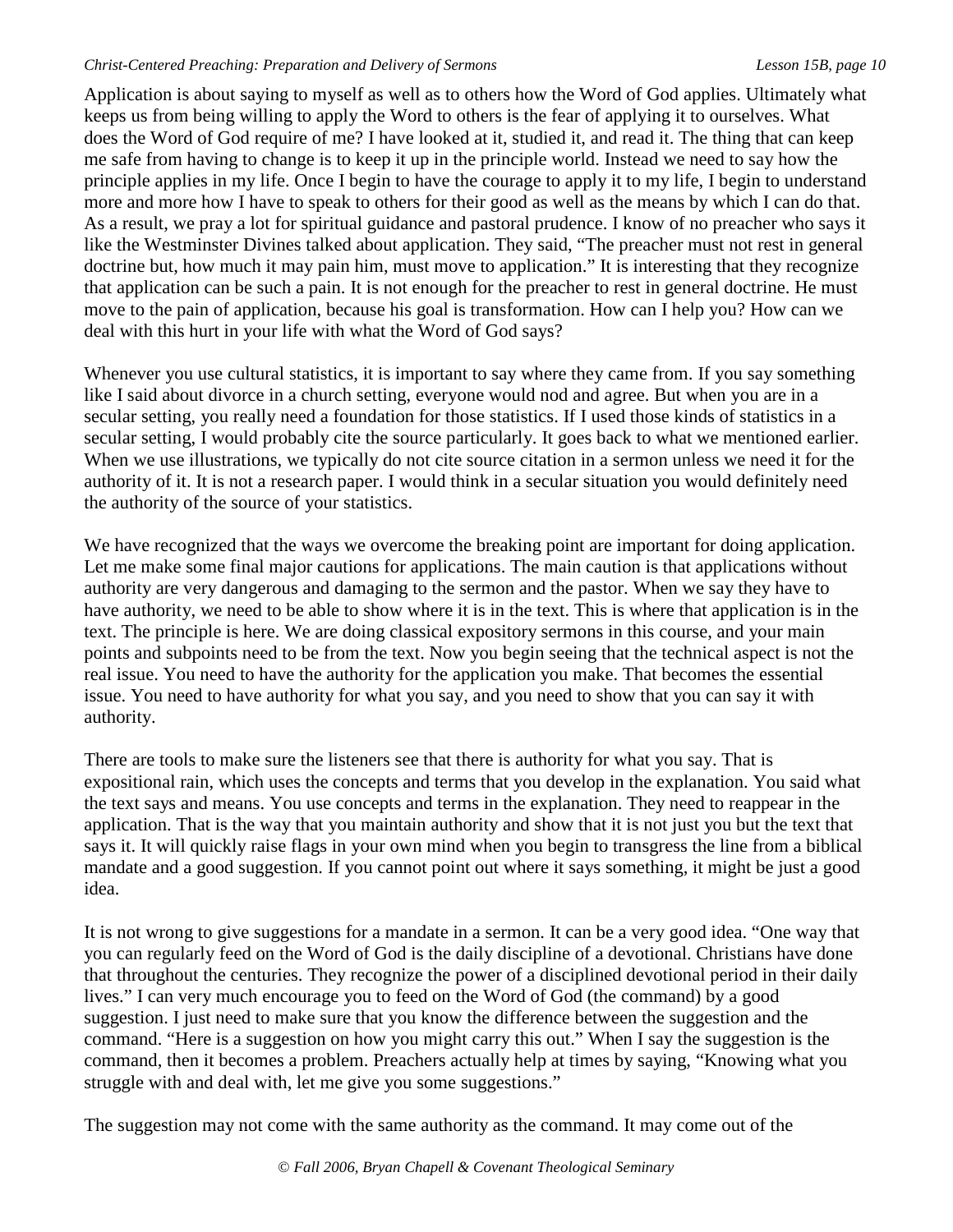Application is about saying to myself as well as to others how the Word of God applies. Ultimately what keeps us from being willing to apply the Word to others is the fear of applying it to ourselves. What does the Word of God require of me? I have looked at it, studied it, and read it. The thing that can keep me safe from having to change is to keep it up in the principle world. Instead we need to say how the principle applies in my life. Once I begin to have the courage to apply it to my life, I begin to understand more and more how I have to speak to others for their good as well as the means by which I can do that. As a result, we pray a lot for spiritual guidance and pastoral prudence. I know of no preacher who says it like the Westminster Divines talked about application. They said, "The preacher must not rest in general doctrine but, how much it may pain him, must move to application." It is interesting that they recognize that application can be such a pain. It is not enough for the preacher to rest in general doctrine. He must move to the pain of application, because his goal is transformation. How can I help you? How can we deal with this hurt in your life with what the Word of God says?

Whenever you use cultural statistics, it is important to say where they came from. If you say something like I said about divorce in a church setting, everyone would nod and agree. But when you are in a secular setting, you really need a foundation for those statistics. If I used those kinds of statistics in a secular setting, I would probably cite the source particularly. It goes back to what we mentioned earlier. When we use illustrations, we typically do not cite source citation in a sermon unless we need it for the authority of it. It is not a research paper. I would think in a secular situation you would definitely need the authority of the source of your statistics.

We have recognized that the ways we overcome the breaking point are important for doing application. Let me make some final major cautions for applications. The main caution is that applications without authority are very dangerous and damaging to the sermon and the pastor. When we say they have to have authority, we need to be able to show where it is in the text. This is where that application is in the text. The principle is here. We are doing classical expository sermons in this course, and your main points and subpoints need to be from the text. Now you begin seeing that the technical aspect is not the real issue. You need to have the authority for the application you make. That becomes the essential issue. You need to have authority for what you say, and you need to show that you can say it with authority.

There are tools to make sure the listeners see that there is authority for what you say. That is expositional rain, which uses the concepts and terms that you develop in the explanation. You said what the text says and means. You use concepts and terms in the explanation. They need to reappear in the application. That is the way that you maintain authority and show that it is not just you but the text that says it. It will quickly raise flags in your own mind when you begin to transgress the line from a biblical mandate and a good suggestion. If you cannot point out where it says something, it might be just a good idea.

It is not wrong to give suggestions for a mandate in a sermon. It can be a very good idea. "One way that you can regularly feed on the Word of God is the daily discipline of a devotional. Christians have done that throughout the centuries. They recognize the power of a disciplined devotional period in their daily lives." I can very much encourage you to feed on the Word of God (the command) by a good suggestion. I just need to make sure that you know the difference between the suggestion and the command. "Here is a suggestion on how you might carry this out." When I say the suggestion is the command, then it becomes a problem. Preachers actually help at times by saying, "Knowing what you struggle with and deal with, let me give you some suggestions."

The suggestion may not come with the same authority as the command. It may come out of the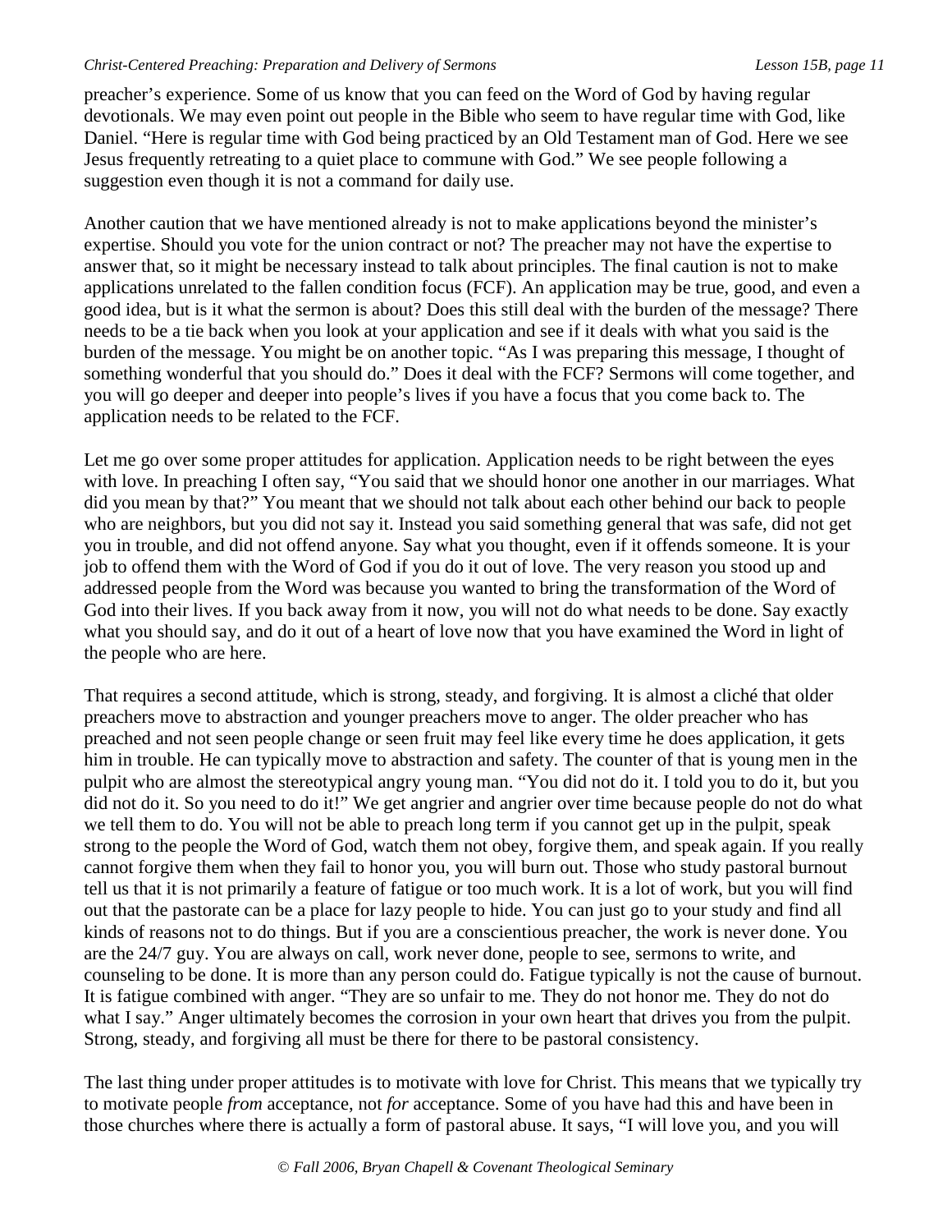preacher's experience. Some of us know that you can feed on the Word of God by having regular devotionals. We may even point out people in the Bible who seem to have regular time with God, like Daniel. "Here is regular time with God being practiced by an Old Testament man of God. Here we see Jesus frequently retreating to a quiet place to commune with God." We see people following a suggestion even though it is not a command for daily use.

Another caution that we have mentioned already is not to make applications beyond the minister's expertise. Should you vote for the union contract or not? The preacher may not have the expertise to answer that, so it might be necessary instead to talk about principles. The final caution is not to make applications unrelated to the fallen condition focus (FCF). An application may be true, good, and even a good idea, but is it what the sermon is about? Does this still deal with the burden of the message? There needs to be a tie back when you look at your application and see if it deals with what you said is the burden of the message. You might be on another topic. "As I was preparing this message, I thought of something wonderful that you should do." Does it deal with the FCF? Sermons will come together, and you will go deeper and deeper into people's lives if you have a focus that you come back to. The application needs to be related to the FCF.

Let me go over some proper attitudes for application. Application needs to be right between the eyes with love. In preaching I often say, "You said that we should honor one another in our marriages. What did you mean by that?" You meant that we should not talk about each other behind our back to people who are neighbors, but you did not say it. Instead you said something general that was safe, did not get you in trouble, and did not offend anyone. Say what you thought, even if it offends someone. It is your job to offend them with the Word of God if you do it out of love. The very reason you stood up and addressed people from the Word was because you wanted to bring the transformation of the Word of God into their lives. If you back away from it now, you will not do what needs to be done. Say exactly what you should say, and do it out of a heart of love now that you have examined the Word in light of the people who are here.

That requires a second attitude, which is strong, steady, and forgiving. It is almost a cliché that older preachers move to abstraction and younger preachers move to anger. The older preacher who has preached and not seen people change or seen fruit may feel like every time he does application, it gets him in trouble. He can typically move to abstraction and safety. The counter of that is young men in the pulpit who are almost the stereotypical angry young man. "You did not do it. I told you to do it, but you did not do it. So you need to do it!" We get angrier and angrier over time because people do not do what we tell them to do. You will not be able to preach long term if you cannot get up in the pulpit, speak strong to the people the Word of God, watch them not obey, forgive them, and speak again. If you really cannot forgive them when they fail to honor you, you will burn out. Those who study pastoral burnout tell us that it is not primarily a feature of fatigue or too much work. It is a lot of work, but you will find out that the pastorate can be a place for lazy people to hide. You can just go to your study and find all kinds of reasons not to do things. But if you are a conscientious preacher, the work is never done. You are the 24/7 guy. You are always on call, work never done, people to see, sermons to write, and counseling to be done. It is more than any person could do. Fatigue typically is not the cause of burnout. It is fatigue combined with anger. "They are so unfair to me. They do not honor me. They do not do what I say." Anger ultimately becomes the corrosion in your own heart that drives you from the pulpit. Strong, steady, and forgiving all must be there for there to be pastoral consistency.

The last thing under proper attitudes is to motivate with love for Christ. This means that we typically try to motivate people *from* acceptance, not *for* acceptance. Some of you have had this and have been in those churches where there is actually a form of pastoral abuse. It says, "I will love you, and you will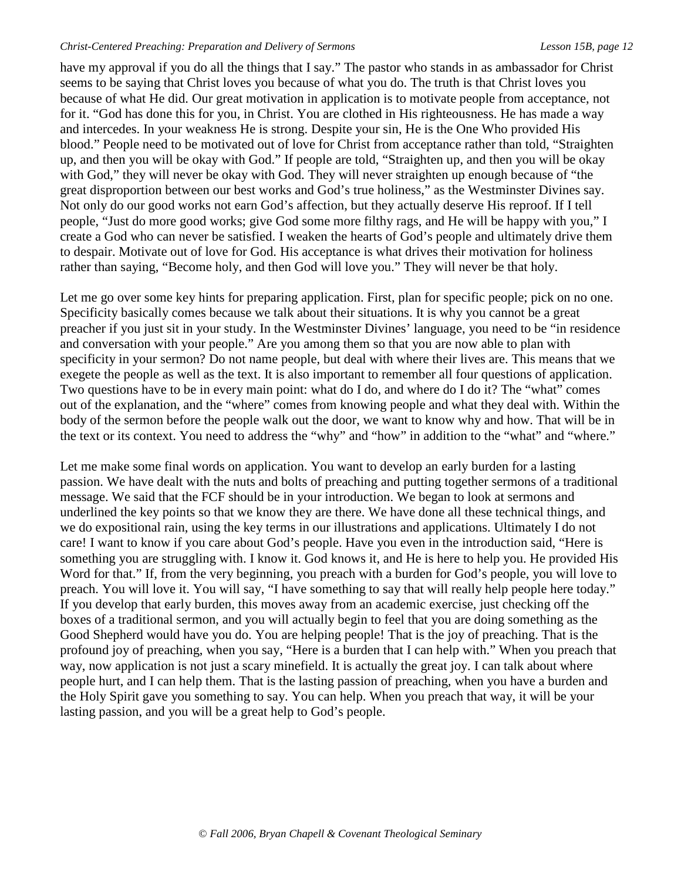have my approval if you do all the things that I say." The pastor who stands in as ambassador for Christ seems to be saying that Christ loves you because of what you do. The truth is that Christ loves you because of what He did. Our great motivation in application is to motivate people from acceptance, not for it. "God has done this for you, in Christ. You are clothed in His righteousness. He has made a way and intercedes. In your weakness He is strong. Despite your sin, He is the One Who provided His blood." People need to be motivated out of love for Christ from acceptance rather than told, "Straighten up, and then you will be okay with God." If people are told, "Straighten up, and then you will be okay with God," they will never be okay with God. They will never straighten up enough because of "the great disproportion between our best works and God's true holiness," as the Westminster Divines say. Not only do our good works not earn God's affection, but they actually deserve His reproof. If I tell people, "Just do more good works; give God some more filthy rags, and He will be happy with you," I create a God who can never be satisfied. I weaken the hearts of God's people and ultimately drive them to despair. Motivate out of love for God. His acceptance is what drives their motivation for holiness rather than saying, "Become holy, and then God will love you." They will never be that holy.

Let me go over some key hints for preparing application. First, plan for specific people; pick on no one. Specificity basically comes because we talk about their situations. It is why you cannot be a great preacher if you just sit in your study. In the Westminster Divines' language, you need to be "in residence and conversation with your people." Are you among them so that you are now able to plan with specificity in your sermon? Do not name people, but deal with where their lives are. This means that we exegete the people as well as the text. It is also important to remember all four questions of application. Two questions have to be in every main point: what do I do, and where do I do it? The "what" comes out of the explanation, and the "where" comes from knowing people and what they deal with. Within the body of the sermon before the people walk out the door, we want to know why and how. That will be in the text or its context. You need to address the "why" and "how" in addition to the "what" and "where."

Let me make some final words on application. You want to develop an early burden for a lasting passion. We have dealt with the nuts and bolts of preaching and putting together sermons of a traditional message. We said that the FCF should be in your introduction. We began to look at sermons and underlined the key points so that we know they are there. We have done all these technical things, and we do expositional rain, using the key terms in our illustrations and applications. Ultimately I do not care! I want to know if you care about God's people. Have you even in the introduction said, "Here is something you are struggling with. I know it. God knows it, and He is here to help you. He provided His Word for that." If, from the very beginning, you preach with a burden for God's people, you will love to preach. You will love it. You will say, "I have something to say that will really help people here today." If you develop that early burden, this moves away from an academic exercise, just checking off the boxes of a traditional sermon, and you will actually begin to feel that you are doing something as the Good Shepherd would have you do. You are helping people! That is the joy of preaching. That is the profound joy of preaching, when you say, "Here is a burden that I can help with." When you preach that way, now application is not just a scary minefield. It is actually the great joy. I can talk about where people hurt, and I can help them. That is the lasting passion of preaching, when you have a burden and the Holy Spirit gave you something to say. You can help. When you preach that way, it will be your lasting passion, and you will be a great help to God's people.